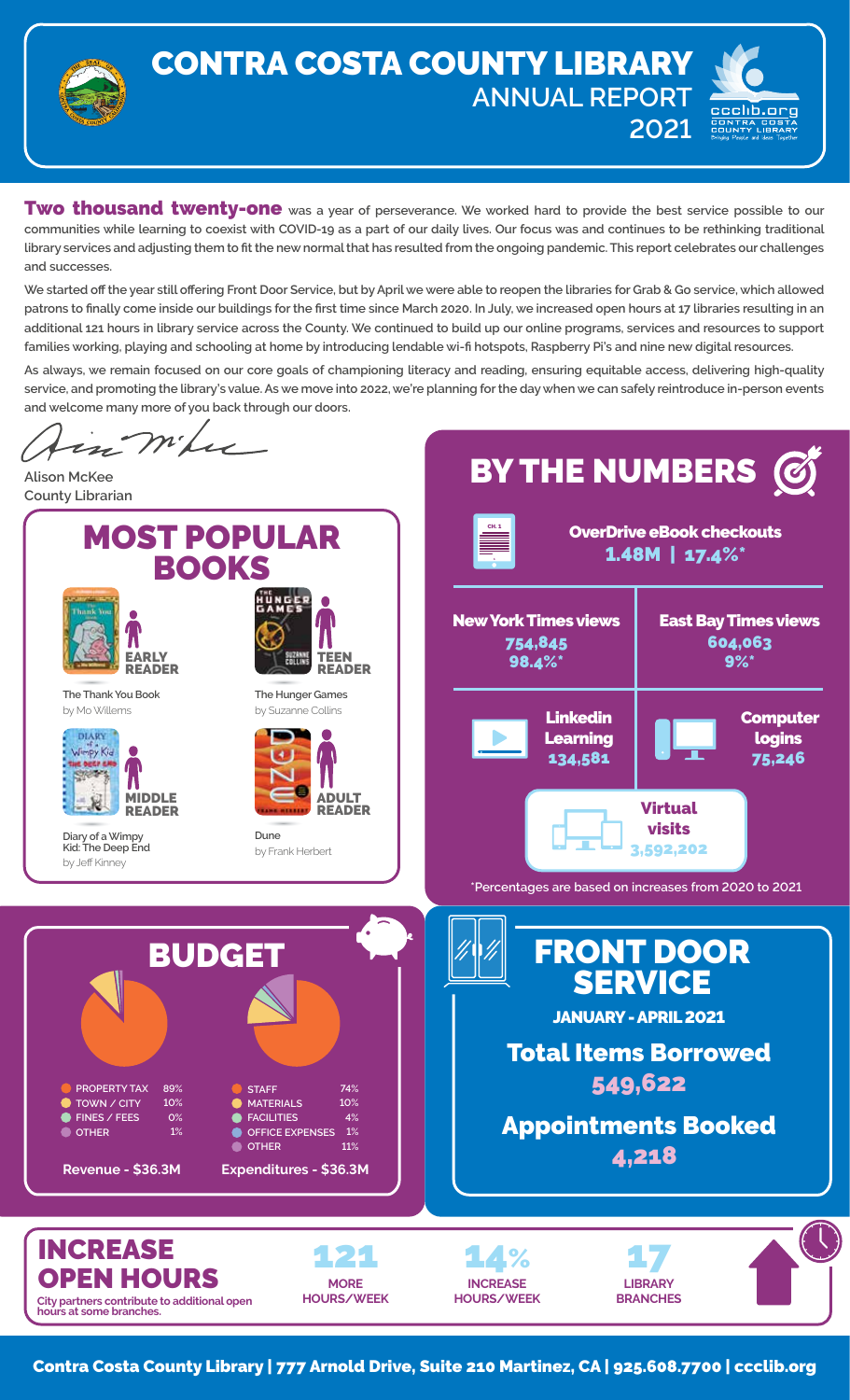# CONTRA COSTA COUNTY LIBRARY
## ANNUAL REPORT 2021

**Two thousand twenty-one** was a year of perseverance. We worked hard to provide the best service possible to our communities while learning to coexist with COVID-19 as a part of our daily lives. Our focus was and continues to be rethinking traditional library services and adjusting them to fit the new normal that has resulted from the ongoing pandemic. This report celebrates our challenges and successes.

We started off the year still offering Front Door Service, but by April we were able to reopen the libraries for Grab & Go service, which allowed patrons to finally come inside our buildings for the first time since March 2020. In July, we increased open hours at 17 libraries resulting in an additional 121 hours in library service across the County. We continued to build up our online programs, services and resources to support families working, playing and schooling at home by introducing lendable wi-fi hotspots, Raspberry Pi's and nine new digital resources.

As always, we remain focused on our core goals of championing literacy and reading, ensuring equitable access, delivering high-quality service, and promoting the library's value. As we move into 2022, we're planning for the day when we can safely reintroduce in-person events and welcome many more of you back through our doors.

Alison McKee
County Librarian

## MOST POPULAR BOOKS

- **EARLY READER**: The Thank You Book by Mo Willems
- **TEEN READER**: The Hunger Games by Suzanne Collins
- **MIDDLE READER**: Diary of a Wimpy Kid: The Deep End by Jeff Kinney
- **ADULT READER**: Dune by Frank Herbert

## BY THE NUMBERS

- **OverDrive eBook checkouts**: 1.48M | 17.4%*
- **New York Times views**: 754,845 — 98.4%*
- **East Bay Times views**: 604,063 — 9%*
- **Linkedin Learning**: 134,581
- **Computer logins**: 75,246
- **Virtual visits**: 3,592,202

*Percentages are based on increases from 2020 to 2021

## BUDGET

**Revenue - $36.3M**

| Source | % |
|---|---|
| PROPERTY TAX | 89% |
| TOWN / CITY | 10% |
| FINES / FEES | 0% |
| OTHER | 1% |

**Expenditures - $36.3M**

| Category | % |
|---|---|
| STAFF | 74% |
| MATERIALS | 10% |
| FACILITIES | 4% |
| OFFICE EXPENSES | 1% |
| OTHER | 11% |

## FRONT DOOR SERVICE

**JANUARY - APRIL 2021**

**Total Items Borrowed**
549,622

**Appointments Booked**
4,218

## INCREASE OPEN HOURS

City partners contribute to additional open hours at some branches.

- **121** MORE HOURS/WEEK
- **14%** INCREASE HOURS/WEEK
- **17** LIBRARY BRANCHES

Contra Costa County Library | 777 Arnold Drive, Suite 210 Martinez, CA | 925.608.7700 | ccclib.org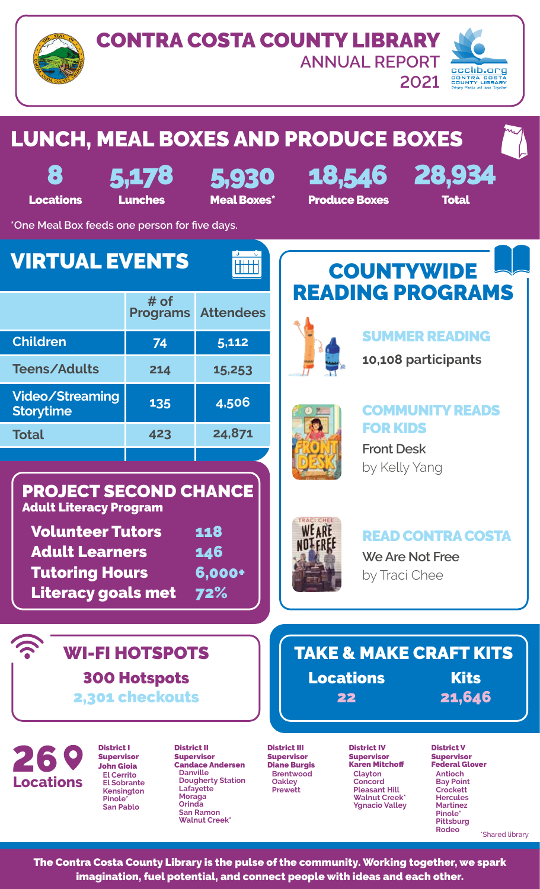# CONTRA COSTA COUNTY LIBRARY

ANNUAL REPORT 2021

## LUNCH, MEAL BOXES AND PRODUCE BOXES

| | | | | |
|---|---|---|---|---|
| 8 | 5,178 | 5,930 | 18,546 | 28,934 |
| Locations | Lunches | Meal Boxes* | Produce Boxes | Total |

*One Meal Box feeds one person for five days.

## VIRTUAL EVENTS

| | # of Programs | Attendees |
|---|---|---|
| Children | 74 | 5,112 |
| Teens/Adults | 214 | 15,253 |
| Video/Streaming Storytime | 135 | 4,506 |
| Total | 423 | 24,871 |

## PROJECT SECOND CHANCE

### Adult Literacy Program

| | |
|---|---|
| Volunteer Tutors | 118 |
| Adult Learners | 146 |
| Tutoring Hours | 6,000+ |
| Literacy goals met | 72% |

## COUNTYWIDE READING PROGRAMS

### SUMMER READING

**10,108 participants**

### COMMUNITY READS FOR KIDS

**Front Desk**
by Kelly Yang

### READ CONTRA COSTA

**We Are Not Free**
by Traci Chee

## WI-FI HOTSPOTS

**300 Hotspots**
**2,301 checkouts**

## TAKE & MAKE CRAFT KITS

| Locations | Kits |
|---|---|
| 22 | 21,646 |

**26 Locations**

**District I Supervisor John Gioia**
- El Cerrito
- El Sobrante
- Kensington
- Pinole*
- San Pablo

**District II Supervisor Candace Andersen**
- Danville
- Dougherty Station
- Lafayette
- Moraga
- Orinda
- San Ramon
- Walnut Creek*

**District III Supervisor Diane Burgis**
- Brentwood
- Oakley
- Prewett

**District IV Supervisor Karen Mitchoff**
- Clayton
- Concord
- Pleasant Hill
- Walnut Creek*
- Ygnacio Valley

**District V Supervisor Federal Glover**
- Antioch
- Bay Point
- Crockett
- Hercules
- Martinez
- Pinole*
- Pittsburg
- Rodeo

*Shared library

**The Contra Costa County Library is the pulse of the community. Working together, we spark imagination, fuel potential, and connect people with ideas and each other.**